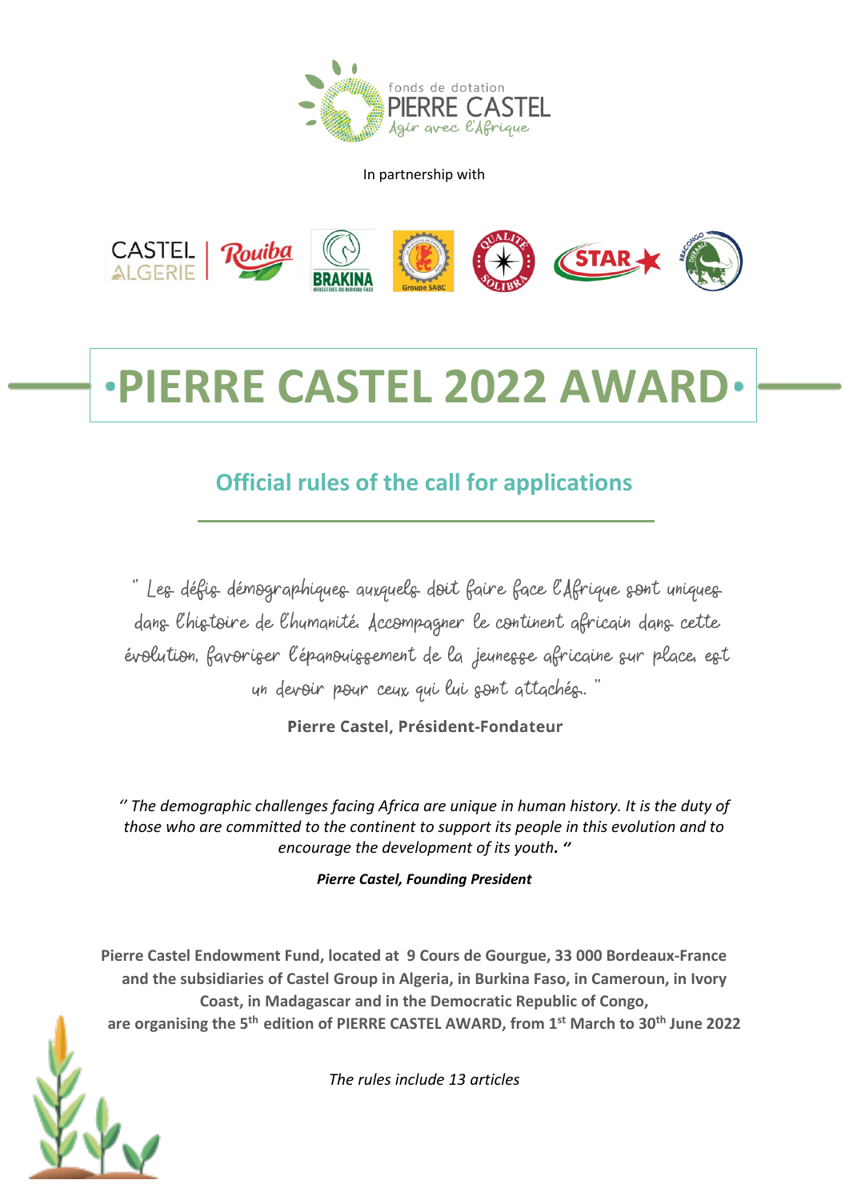fonds de dotation
PIERRE CASTEL
*Agir avec l'Afrique*

In partnership with

# PIERRE CASTEL 2022 AWARD

## Official rules of the call for applications

" Les défis démographiques auxquels doit faire face l'Afrique sont uniques dans l'histoire de l'humanité. Accompagner le continent africain dans cette évolution, favoriser l'épanouissement de la jeunesse africaine sur place, est un devoir pour ceux qui lui sont attachés. "

**Pierre Castel, Président-Fondateur**

*" The demographic challenges facing Africa are unique in human history. It is the duty of those who are committed to the continent to support its people in this evolution and to encourage the development of its youth. "*

***Pierre Castel, Founding President***

**Pierre Castel Endowment Fund, located at 9 Cours de Gourgue, 33 000 Bordeaux-France and the subsidiaries of Castel Group in Algeria, in Burkina Faso, in Cameroun, in Ivory Coast, in Madagascar and in the Democratic Republic of Congo, are organising the 5th edition of PIERRE CASTEL AWARD, from 1st March to 30th June 2022**

*The rules include 13 articles*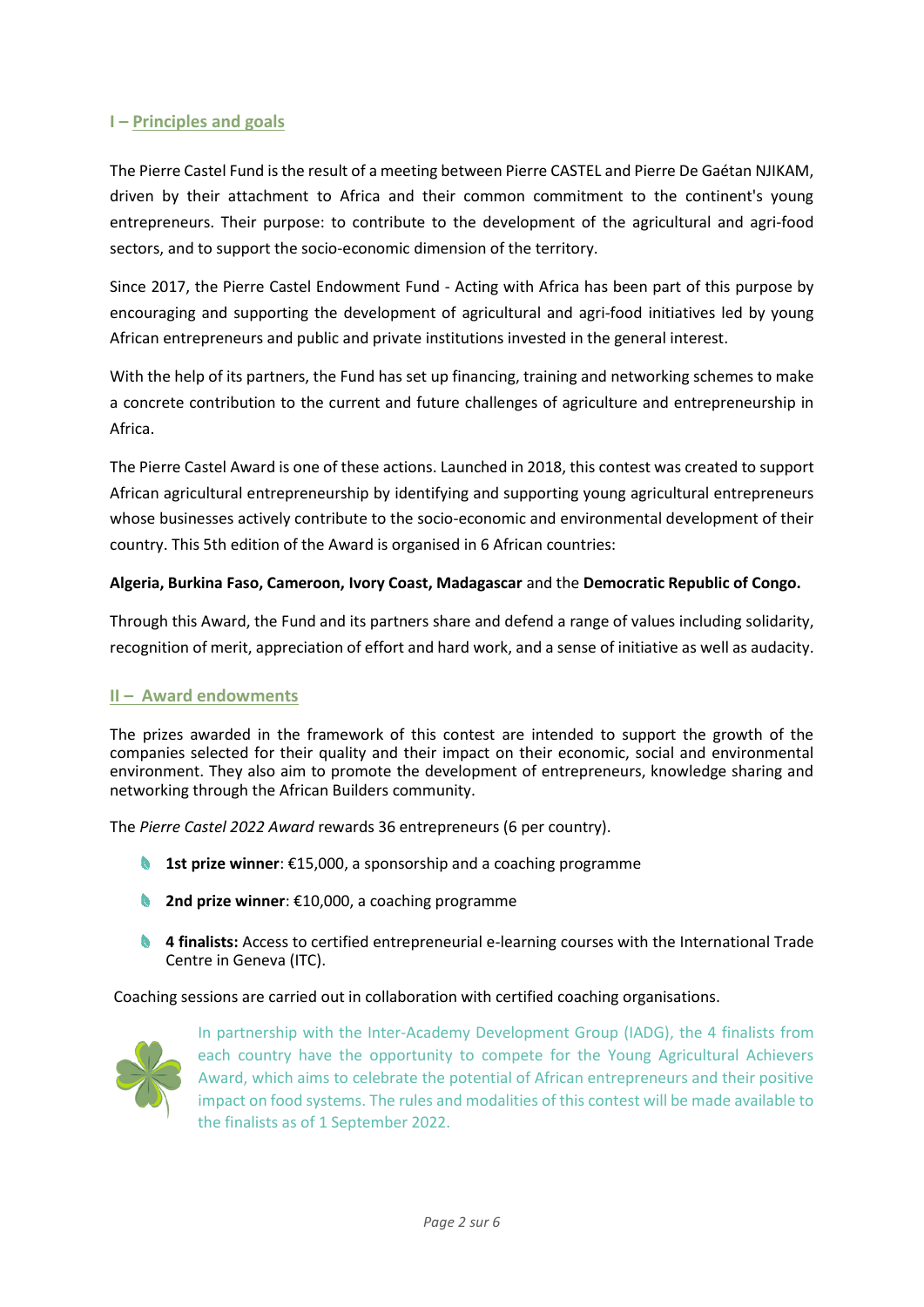## I – Principles and goals

The Pierre Castel Fund is the result of a meeting between Pierre CASTEL and Pierre De Gaétan NJIKAM, driven by their attachment to Africa and their common commitment to the continent's young entrepreneurs. Their purpose: to contribute to the development of the agricultural and agri-food sectors, and to support the socio-economic dimension of the territory.

Since 2017, the Pierre Castel Endowment Fund - Acting with Africa has been part of this purpose by encouraging and supporting the development of agricultural and agri-food initiatives led by young African entrepreneurs and public and private institutions invested in the general interest.

With the help of its partners, the Fund has set up financing, training and networking schemes to make a concrete contribution to the current and future challenges of agriculture and entrepreneurship in Africa.

The Pierre Castel Award is one of these actions. Launched in 2018, this contest was created to support African agricultural entrepreneurship by identifying and supporting young agricultural entrepreneurs whose businesses actively contribute to the socio-economic and environmental development of their country. This 5th edition of the Award is organised in 6 African countries:

**Algeria, Burkina Faso, Cameroon, Ivory Coast, Madagascar** and the **Democratic Republic of Congo.**

Through this Award, the Fund and its partners share and defend a range of values including solidarity, recognition of merit, appreciation of effort and hard work, and a sense of initiative as well as audacity.

## II – Award endowments

The prizes awarded in the framework of this contest are intended to support the growth of the companies selected for their quality and their impact on their economic, social and environmental environment. They also aim to promote the development of entrepreneurs, knowledge sharing and networking through the African Builders community.

The *Pierre Castel 2022 Award* rewards 36 entrepreneurs (6 per country).

- **1st prize winner**: €15,000, a sponsorship and a coaching programme
- **2nd prize winner**: €10,000, a coaching programme
- **4 finalists:** Access to certified entrepreneurial e-learning courses with the International Trade Centre in Geneva (ITC).

Coaching sessions are carried out in collaboration with certified coaching organisations.

In partnership with the Inter-Academy Development Group (IADG), the 4 finalists from each country have the opportunity to compete for the Young Agricultural Achievers Award, which aims to celebrate the potential of African entrepreneurs and their positive impact on food systems. The rules and modalities of this contest will be made available to the finalists as of 1 September 2022.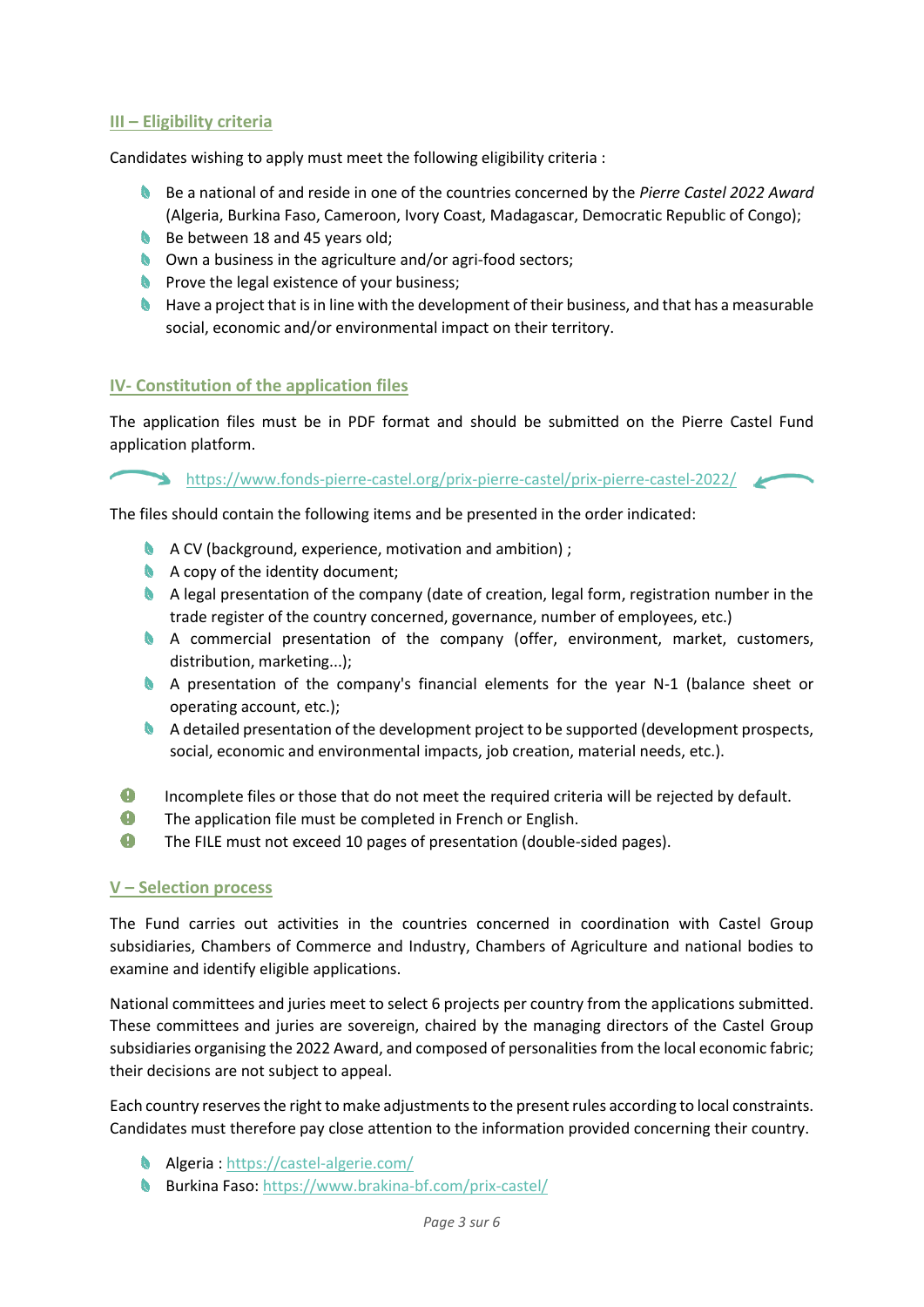## III – Eligibility criteria

Candidates wishing to apply must meet the following eligibility criteria :

- Be a national of and reside in one of the countries concerned by the *Pierre Castel 2022 Award* (Algeria, Burkina Faso, Cameroon, Ivory Coast, Madagascar, Democratic Republic of Congo);
- Be between 18 and 45 years old;
- Own a business in the agriculture and/or agri-food sectors;
- Prove the legal existence of your business;
- Have a project that is in line with the development of their business, and that has a measurable social, economic and/or environmental impact on their territory.

## IV- Constitution of the application files

The application files must be in PDF format and should be submitted on the Pierre Castel Fund application platform.

https://www.fonds-pierre-castel.org/prix-pierre-castel/prix-pierre-castel-2022/

The files should contain the following items and be presented in the order indicated:

- A CV (background, experience, motivation and ambition) ;
- A copy of the identity document;
- A legal presentation of the company (date of creation, legal form, registration number in the trade register of the country concerned, governance, number of employees, etc.)
- A commercial presentation of the company (offer, environment, market, customers, distribution, marketing...);
- A presentation of the company's financial elements for the year N-1 (balance sheet or operating account, etc.);
- A detailed presentation of the development project to be supported (development prospects, social, economic and environmental impacts, job creation, material needs, etc.).

- Incomplete files or those that do not meet the required criteria will be rejected by default.
- The application file must be completed in French or English.
- The FILE must not exceed 10 pages of presentation (double-sided pages).

## V – Selection process

The Fund carries out activities in the countries concerned in coordination with Castel Group subsidiaries, Chambers of Commerce and Industry, Chambers of Agriculture and national bodies to examine and identify eligible applications.

National committees and juries meet to select 6 projects per country from the applications submitted. These committees and juries are sovereign, chaired by the managing directors of the Castel Group subsidiaries organising the 2022 Award, and composed of personalities from the local economic fabric; their decisions are not subject to appeal.

Each country reserves the right to make adjustments to the present rules according to local constraints. Candidates must therefore pay close attention to the information provided concerning their country.

- Algeria : https://castel-algerie.com/
- Burkina Faso: https://www.brakina-bf.com/prix-castel/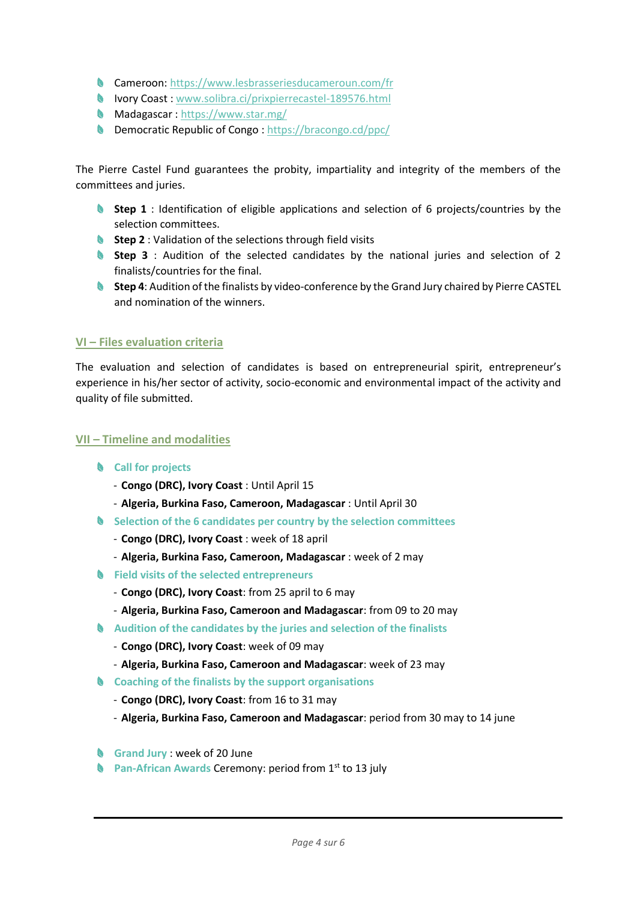- Cameroon: [https://www.lesbrasseriesducameroun.com/fr](https://www.lesbrasseriesducameroun.com/fr)
- Ivory Coast : [www.solibra.ci/prixpierrecastel-189576.html](www.solibra.ci/prixpierrecastel-189576.html)
- Madagascar : [https://www.star.mg/](https://www.star.mg/)
- Democratic Republic of Congo : [https://bracongo.cd/ppc/](https://bracongo.cd/ppc/)

The Pierre Castel Fund guarantees the probity, impartiality and integrity of the members of the committees and juries.

- **Step 1** : Identification of eligible applications and selection of 6 projects/countries by the selection committees.
- **Step 2** : Validation of the selections through field visits
- **Step 3** : Audition of the selected candidates by the national juries and selection of 2 finalists/countries for the final.
- **Step 4**: Audition of the finalists by video-conference by the Grand Jury chaired by Pierre CASTEL and nomination of the winners.

## VI – Files evaluation criteria

The evaluation and selection of candidates is based on entrepreneurial spirit, entrepreneur's experience in his/her sector of activity, socio-economic and environmental impact of the activity and quality of file submitted.

## VII – Timeline and modalities

- **Call for projects**
  - **Congo (DRC), Ivory Coast** : Until April 15
  - **Algeria, Burkina Faso, Cameroon, Madagascar** : Until April 30
- **Selection of the 6 candidates per country by the selection committees**
  - **Congo (DRC), Ivory Coast** : week of 18 april
  - **Algeria, Burkina Faso, Cameroon, Madagascar** : week of 2 may
- **Field visits of the selected entrepreneurs**
  - **Congo (DRC), Ivory Coast**: from 25 april to 6 may
  - **Algeria, Burkina Faso, Cameroon and Madagascar**: from 09 to 20 may
- **Audition of the candidates by the juries and selection of the finalists**
  - **Congo (DRC), Ivory Coast**: week of 09 may
  - **Algeria, Burkina Faso, Cameroon and Madagascar**: week of 23 may
- **Coaching of the finalists by the support organisations**
  - **Congo (DRC), Ivory Coast**: from 16 to 31 may
  - **Algeria, Burkina Faso, Cameroon and Madagascar**: period from 30 may to 14 june

- **Grand Jury** : week of 20 June
- **Pan-African Awards** Ceremony: period from 1st to 13 july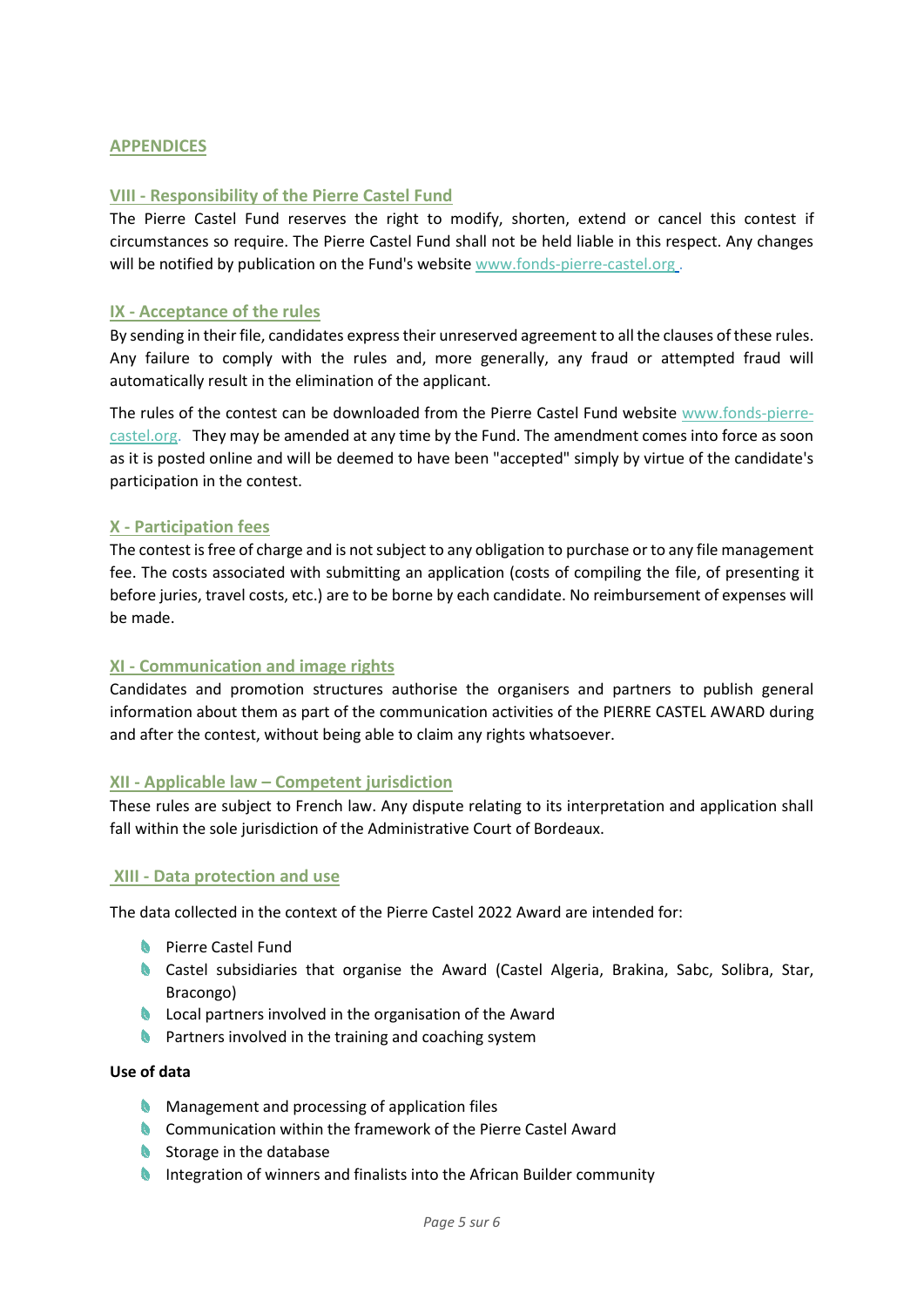## APPENDICES

### VIII - Responsibility of the Pierre Castel Fund

The Pierre Castel Fund reserves the right to modify, shorten, extend or cancel this contest if circumstances so require. The Pierre Castel Fund shall not be held liable in this respect. Any changes will be notified by publication on the Fund's website www.fonds-pierre-castel.org .

### IX - Acceptance of the rules

By sending in their file, candidates express their unreserved agreement to all the clauses of these rules. Any failure to comply with the rules and, more generally, any fraud or attempted fraud will automatically result in the elimination of the applicant.

The rules of the contest can be downloaded from the Pierre Castel Fund website www.fonds-pierre-castel.org. They may be amended at any time by the Fund. The amendment comes into force as soon as it is posted online and will be deemed to have been "accepted" simply by virtue of the candidate's participation in the contest.

### X - Participation fees

The contest is free of charge and is not subject to any obligation to purchase or to any file management fee. The costs associated with submitting an application (costs of compiling the file, of presenting it before juries, travel costs, etc.) are to be borne by each candidate. No reimbursement of expenses will be made.

### XI - Communication and image rights

Candidates and promotion structures authorise the organisers and partners to publish general information about them as part of the communication activities of the PIERRE CASTEL AWARD during and after the contest, without being able to claim any rights whatsoever.

### XII - Applicable law – Competent jurisdiction

These rules are subject to French law. Any dispute relating to its interpretation and application shall fall within the sole jurisdiction of the Administrative Court of Bordeaux.

### XIII - Data protection and use

The data collected in the context of the Pierre Castel 2022 Award are intended for:

- Pierre Castel Fund
- Castel subsidiaries that organise the Award (Castel Algeria, Brakina, Sabc, Solibra, Star, Bracongo)
- Local partners involved in the organisation of the Award
- Partners involved in the training and coaching system

**Use of data**

- Management and processing of application files
- Communication within the framework of the Pierre Castel Award
- Storage in the database
- Integration of winners and finalists into the African Builder community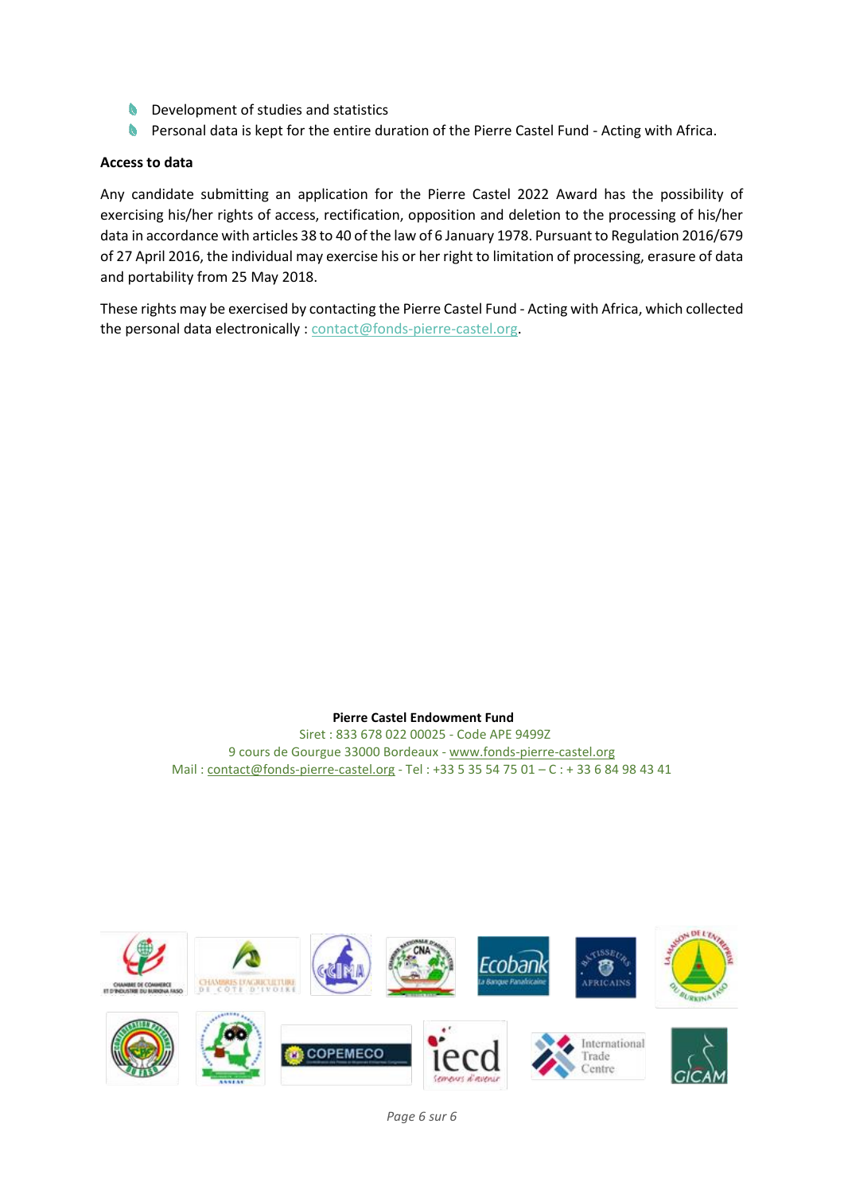- Development of studies and statistics
- Personal data is kept for the entire duration of the Pierre Castel Fund - Acting with Africa.

**Access to data**

Any candidate submitting an application for the Pierre Castel 2022 Award has the possibility of exercising his/her rights of access, rectification, opposition and deletion to the processing of his/her data in accordance with articles 38 to 40 of the law of 6 January 1978. Pursuant to Regulation 2016/679 of 27 April 2016, the individual may exercise his or her right to limitation of processing, erasure of data and portability from 25 May 2018.

These rights may be exercised by contacting the Pierre Castel Fund - Acting with Africa, which collected the personal data electronically : contact@fonds-pierre-castel.org.

**Pierre Castel Endowment Fund**
Siret : 833 678 022 00025 - Code APE 9499Z
9 cours de Gourgue 33000 Bordeaux - www.fonds-pierre-castel.org
Mail : contact@fonds-pierre-castel.org - Tel : +33 5 35 54 75 01 – C : + 33 6 84 98 43 41